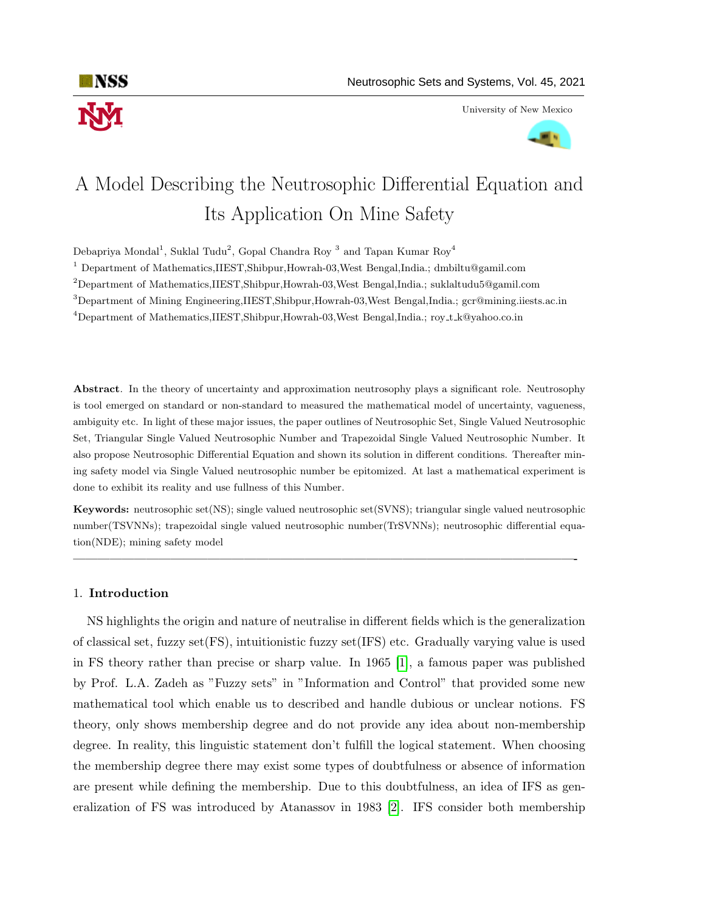# A Model Describing the Neutrosophic Differential Equation and Its Application On Mine Safety

Debapriya Mondal[1], Suklal Tudu[2], Gopal Chandra Roy [3] and Tapan Kumar Roy[4]

[1] Department of Mathematics,IIEST,Shibpur,Howrah-03,West Bengal,India.; dmbiltu@gamil.com

[2]Department of Mathematics,IIEST,Shibpur,Howrah-03,West Bengal,India.; suklaltudu5@gamil.com

[3]Department of Mining Engineering,IIEST,Shibpur,Howrah-03,West Bengal,India.; gcr@mining.iiests.ac.in

[4]Department of Mathematics,IIEST,Shibpur,Howrah-03,West Bengal,India.; roy_t_k@yahoo.co.in

**Abstract**. In the theory of uncertainty and approximation neutrosophy plays a significant role. Neutrosophy is tool emerged on standard or non-standard to measured the mathematical model of uncertainty, vagueness, ambiguity etc. In light of these major issues, the paper outlines of Neutrosophic Set, Single Valued Neutrosophic Set, Triangular Single Valued Neutrosophic Number and Trapezoidal Single Valued Neutrosophic Number. It also propose Neutrosophic Differential Equation and shown its solution in different conditions. Thereafter mining safety model via Single Valued neutrosophic number be epitomized. At last a mathematical experiment is done to exhibit its reality and use fullness of this Number.

**Keywords:** neutrosophic set(NS); single valued neutrosophic set(SVNS); triangular single valued neutrosophic number(TSVNNs); trapezoidal single valued neutrosophic number(TrSVNNs); neutrosophic differential equation(NDE); mining safety model

## 1. Introduction

NS highlights the origin and nature of neutralise in different fields which is the generalization of classical set, fuzzy set(FS), intuitionistic fuzzy set(IFS) etc. Gradually varying value is used in FS theory rather than precise or sharp value. In 1965 [1], a famous paper was published by Prof. L.A. Zadeh as "Fuzzy sets" in "Information and Control" that provided some new mathematical tool which enable us to described and handle dubious or unclear notions. FS theory, only shows membership degree and do not provide any idea about non-membership degree. In reality, this linguistic statement don't fulfill the logical statement. When choosing the membership degree there may exist some types of doubtfulness or absence of information are present while defining the membership. Due to this doubtfulness, an idea of IFS as generalization of FS was introduced by Atanassov in 1983 [2]. IFS consider both membership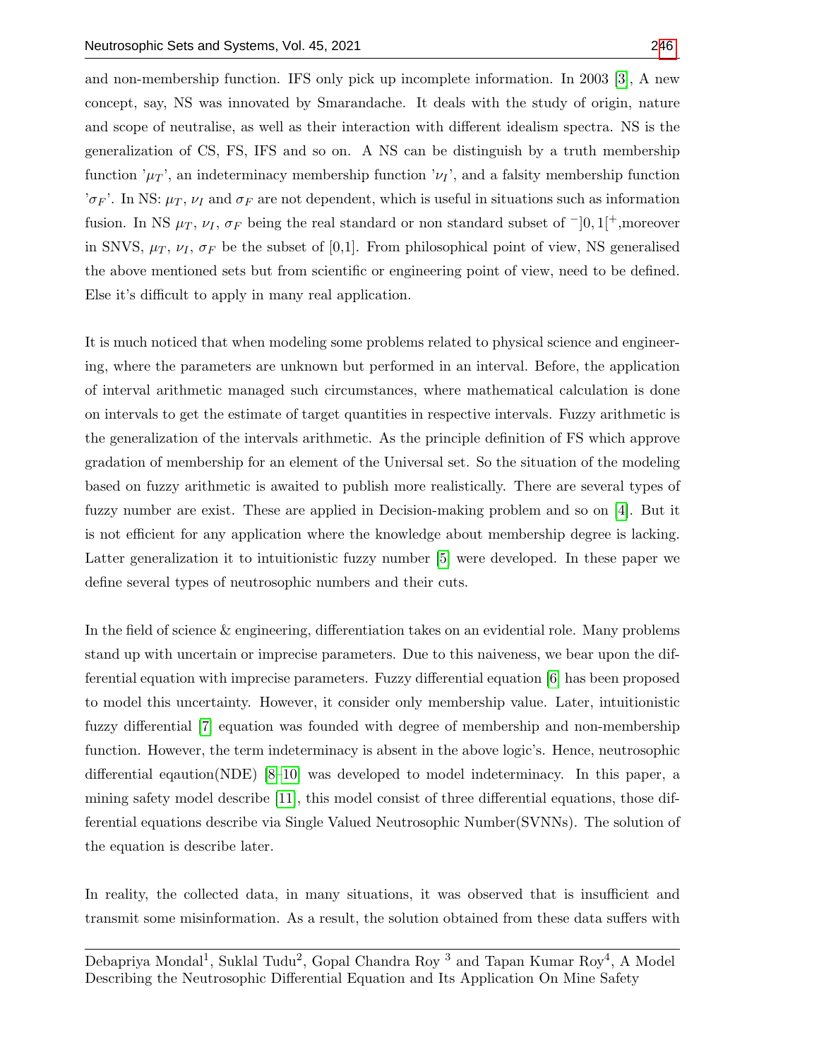and non-membership function. IFS only pick up incomplete information. In 2003 [3], A new concept, say, NS was innovated by Smarandache. It deals with the study of origin, nature and scope of neutralise, as well as their interaction with different idealism spectra. NS is the generalization of CS, FS, IFS and so on. A NS can be distinguish by a truth membership function '$\mu_T$', an indeterminacy membership function '$\nu_I$', and a falsity membership function '$\sigma_F$'. In NS: $\mu_T$, $\nu_I$ and $\sigma_F$ are not dependent, which is useful in situations such as information fusion. In NS $\mu_T$, $\nu_I$, $\sigma_F$ being the real standard or non standard subset of $^{-}]0, 1[^{+}$,moreover in SNVS, $\mu_T$, $\nu_I$, $\sigma_F$ be the subset of [0,1]. From philosophical point of view, NS generalised the above mentioned sets but from scientific or engineering point of view, need to be defined. Else it's difficult to apply in many real application.

It is much noticed that when modeling some problems related to physical science and engineering, where the parameters are unknown but performed in an interval. Before, the application of interval arithmetic managed such circumstances, where mathematical calculation is done on intervals to get the estimate of target quantities in respective intervals. Fuzzy arithmetic is the generalization of the intervals arithmetic. As the principle definition of FS which approve gradation of membership for an element of the Universal set. So the situation of the modeling based on fuzzy arithmetic is awaited to publish more realistically. There are several types of fuzzy number are exist. These are applied in Decision-making problem and so on [4]. But it is not efficient for any application where the knowledge about membership degree is lacking. Latter generalization it to intuitionistic fuzzy number [5] were developed. In these paper we define several types of neutrosophic numbers and their cuts.

In the field of science & engineering, differentiation takes on an evidential role. Many problems stand up with uncertain or imprecise parameters. Due to this naiveness, we bear upon the differential equation with imprecise parameters. Fuzzy differential equation [6] has been proposed to model this uncertainty. However, it consider only membership value. Later, intuitionistic fuzzy differential [7] equation was founded with degree of membership and non-membership function. However, the term indeterminacy is absent in the above logic's. Hence, neutrosophic differential eqaution(NDE) [8–10] was developed to model indeterminacy. In this paper, a mining safety model describe [11], this model consist of three differential equations, those differential equations describe via Single Valued Neutrosophic Number(SVNNs). The solution of the equation is describe later.

In reality, the collected data, in many situations, it was observed that is insufficient and transmit some misinformation. As a result, the solution obtained from these data suffers with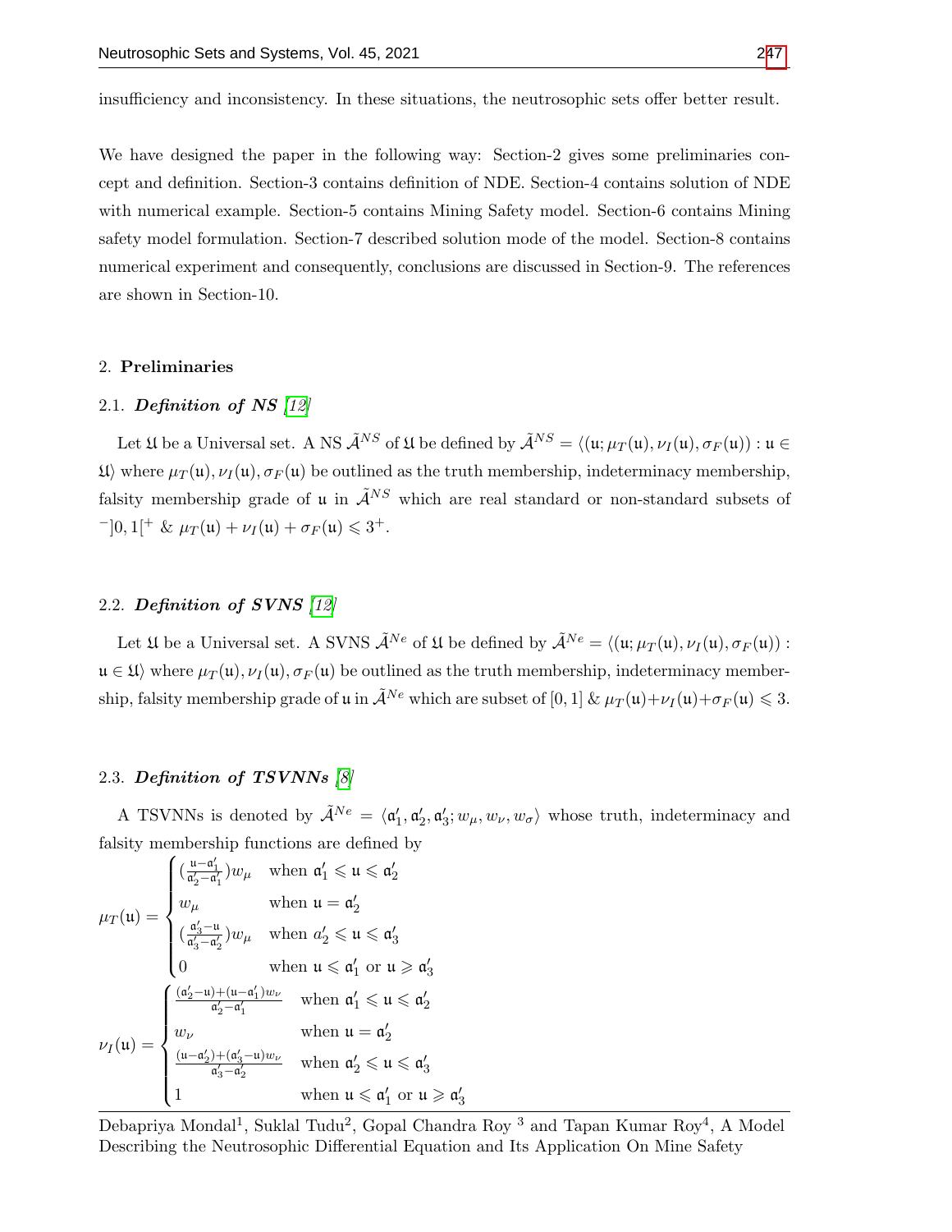insufficiency and inconsistency. In these situations, the neutrosophic sets offer better result.

We have designed the paper in the following way: Section-2 gives some preliminaries concept and definition. Section-3 contains definition of NDE. Section-4 contains solution of NDE with numerical example. Section-5 contains Mining Safety model. Section-6 contains Mining safety model formulation. Section-7 described solution mode of the model. Section-8 contains numerical experiment and consequently, conclusions are discussed in Section-9. The references are shown in Section-10.

## 2. Preliminaries

### 2.1. *Definition of NS* [12]

Let $\mathfrak{U}$ be a Universal set. A NS $\tilde{\mathcal{A}}^{NS}$ of $\mathfrak{U}$ be defined by $\tilde{\mathcal{A}}^{NS} = \langle(\mathfrak{u}; \mu_T(\mathfrak{u}), \nu_I(\mathfrak{u}), \sigma_F(\mathfrak{u})) : \mathfrak{u} \in \mathfrak{U}\rangle$ where $\mu_T(\mathfrak{u}), \nu_I(\mathfrak{u}), \sigma_F(\mathfrak{u})$ be outlined as the truth membership, indeterminacy membership, falsity membership grade of $\mathfrak{u}$ in $\tilde{\mathcal{A}}^{NS}$ which are real standard or non-standard subsets of $^{-}]0, 1[^{+}$ & $\mu_T(\mathfrak{u}) + \nu_I(\mathfrak{u}) + \sigma_F(\mathfrak{u}) \leqslant 3^{+}$.

### 2.2. *Definition of SVNS* [12]

Let $\mathfrak{U}$ be a Universal set. A SVNS $\tilde{\mathcal{A}}^{Ne}$ of $\mathfrak{U}$ be defined by $\tilde{\mathcal{A}}^{Ne} = \langle(\mathfrak{u}; \mu_T(\mathfrak{u}), \nu_I(\mathfrak{u}), \sigma_F(\mathfrak{u})) : \mathfrak{u} \in \mathfrak{U}\rangle$ where $\mu_T(\mathfrak{u}), \nu_I(\mathfrak{u}), \sigma_F(\mathfrak{u})$ be outlined as the truth membership, indeterminacy membership, falsity membership grade of $\mathfrak{u}$ in $\tilde{\mathcal{A}}^{Ne}$ which are subset of $[0, 1]$ & $\mu_T(\mathfrak{u})+\nu_I(\mathfrak{u})+\sigma_F(\mathfrak{u}) \leqslant 3$.

### 2.3. *Definition of TSVNNs* [8]

A TSVNNs is denoted by $\tilde{\mathcal{A}}^{Ne} = \langle \mathfrak{a}'_1, \mathfrak{a}'_2, \mathfrak{a}'_3; w_\mu, w_\nu, w_\sigma\rangle$ whose truth, indeterminacy and falsity membership functions are defined by

$$\mu_T(\mathfrak{u}) = \begin{cases} (\frac{\mathfrak{u}-\mathfrak{a}'_1}{\mathfrak{a}'_2-\mathfrak{a}'_1})w_\mu & \text{when } \mathfrak{a}'_1 \leqslant \mathfrak{u} \leqslant \mathfrak{a}'_2 \\ w_\mu & \text{when } \mathfrak{u} = \mathfrak{a}'_2 \\ (\frac{\mathfrak{a}'_3-\mathfrak{u}}{\mathfrak{a}'_3-\mathfrak{a}'_2})w_\mu & \text{when } a'_2 \leqslant \mathfrak{u} \leqslant \mathfrak{a}'_3 \\ 0 & \text{when } \mathfrak{u} \leqslant \mathfrak{a}'_1 \text{ or } \mathfrak{u} \geqslant \mathfrak{a}'_3 \end{cases}$$

$$\nu_I(\mathfrak{u}) = \begin{cases} \frac{(\mathfrak{a}'_2-\mathfrak{u})+(\mathfrak{u}-\mathfrak{a}'_1)w_\nu}{\mathfrak{a}'_2-\mathfrak{a}'_1} & \text{when } \mathfrak{a}'_1 \leqslant \mathfrak{u} \leqslant \mathfrak{a}'_2 \\ w_\nu & \text{when } \mathfrak{u} = \mathfrak{a}'_2 \\ \frac{(\mathfrak{u}-\mathfrak{a}'_2)+(\mathfrak{a}'_3-\mathfrak{u})w_\nu}{\mathfrak{a}'_3-\mathfrak{a}'_2} & \text{when } \mathfrak{a}'_2 \leqslant \mathfrak{u} \leqslant \mathfrak{a}'_3 \\ 1 & \text{when } \mathfrak{u} \leqslant \mathfrak{a}'_1 \text{ or } \mathfrak{u} \geqslant \mathfrak{a}'_3 \end{cases}$$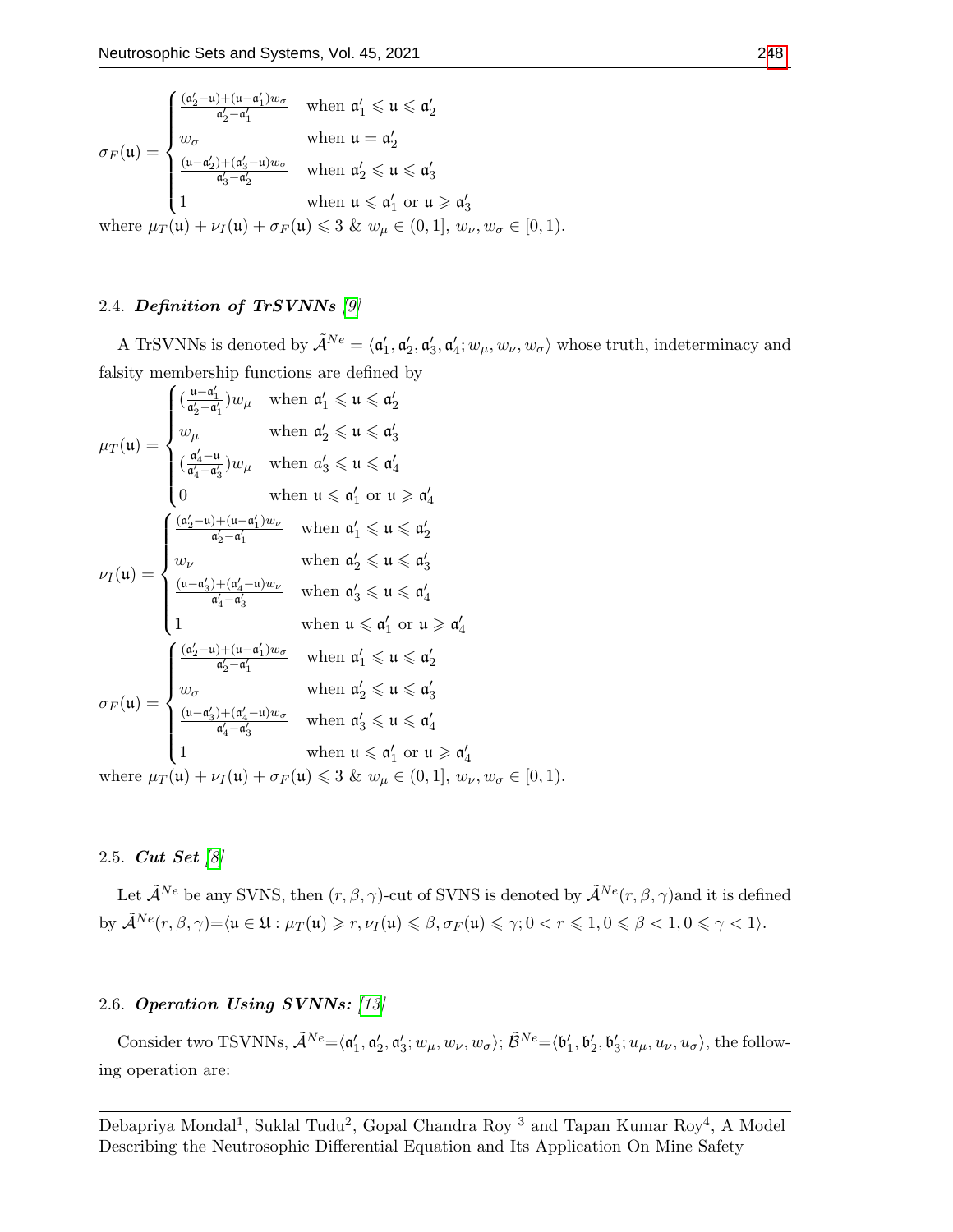$$
\sigma_F(\mathfrak{u}) = \begin{cases} \frac{(\mathfrak{a}_2'-\mathfrak{u})+(\mathfrak{u}-\mathfrak{a}_1')w_\sigma}{\mathfrak{a}_2'-\mathfrak{a}_1'} & \text{when } \mathfrak{a}_1' \leqslant \mathfrak{u} \leqslant \mathfrak{a}_2' \\ w_\sigma & \text{when } \mathfrak{u} = \mathfrak{a}_2' \\ \frac{(\mathfrak{u}-\mathfrak{a}_2')+(\mathfrak{a}_3'-\mathfrak{u})w_\sigma}{\mathfrak{a}_3'-\mathfrak{a}_2'} & \text{when } \mathfrak{a}_2' \leqslant \mathfrak{u} \leqslant \mathfrak{a}_3' \\ 1 & \text{when } \mathfrak{u} \leqslant \mathfrak{a}_1' \text{ or } \mathfrak{u} \geqslant \mathfrak{a}_3' \end{cases}
$$

where $\mu_T(\mathfrak{u}) + \nu_I(\mathfrak{u}) + \sigma_F(\mathfrak{u}) \leqslant 3$ & $w_\mu \in (0,1]$, $w_\nu, w_\sigma \in [0,1)$.

### 2.4. *Definition of TrSVNNs* [9]

A TrSVNNs is denoted by $\tilde{\mathcal{A}}^{Ne} = \langle \mathfrak{a}_1', \mathfrak{a}_2', \mathfrak{a}_3', \mathfrak{a}_4'; w_\mu, w_\nu, w_\sigma \rangle$ whose truth, indeterminacy and falsity membership functions are defined by

$$
\mu_T(\mathfrak{u}) = \begin{cases} (\frac{\mathfrak{u}-\mathfrak{a}_1'}{\mathfrak{a}_2'-\mathfrak{a}_1'})w_\mu & \text{when } \mathfrak{a}_1' \leqslant \mathfrak{u} \leqslant \mathfrak{a}_2' \\ w_\mu & \text{when } \mathfrak{a}_2' \leqslant \mathfrak{u} \leqslant \mathfrak{a}_3' \\ (\frac{\mathfrak{a}_4'-\mathfrak{u}}{\mathfrak{a}_4'-\mathfrak{a}_3'})w_\mu & \text{when } a_3' \leqslant \mathfrak{u} \leqslant \mathfrak{a}_4' \\ 0 & \text{when } \mathfrak{u} \leqslant \mathfrak{a}_1' \text{ or } \mathfrak{u} \geqslant \mathfrak{a}_4' \end{cases}
$$

$$
\nu_I(\mathfrak{u}) = \begin{cases} \frac{(\mathfrak{a}_2'-\mathfrak{u})+(\mathfrak{u}-\mathfrak{a}_1')w_\nu}{\mathfrak{a}_2'-\mathfrak{a}_1'} & \text{when } \mathfrak{a}_1' \leqslant \mathfrak{u} \leqslant \mathfrak{a}_2' \\ w_\nu & \text{when } \mathfrak{a}_2' \leqslant \mathfrak{u} \leqslant \mathfrak{a}_3' \\ \frac{(\mathfrak{u}-\mathfrak{a}_3')+(\mathfrak{a}_4'-\mathfrak{u})w_\nu}{\mathfrak{a}_4'-\mathfrak{a}_3'} & \text{when } \mathfrak{a}_3' \leqslant \mathfrak{u} \leqslant \mathfrak{a}_4' \\ 1 & \text{when } \mathfrak{u} \leqslant \mathfrak{a}_1' \text{ or } \mathfrak{u} \geqslant \mathfrak{a}_4' \end{cases}
$$

$$
\sigma_F(\mathfrak{u}) = \begin{cases} \frac{(\mathfrak{a}_2'-\mathfrak{u})+(\mathfrak{u}-\mathfrak{a}_1')w_\sigma}{\mathfrak{a}_2'-\mathfrak{a}_1'} & \text{when } \mathfrak{a}_1' \leqslant \mathfrak{u} \leqslant \mathfrak{a}_2' \\ w_\sigma & \text{when } \mathfrak{a}_2' \leqslant \mathfrak{u} \leqslant \mathfrak{a}_3' \\ \frac{(\mathfrak{u}-\mathfrak{a}_3')+(\mathfrak{a}_4'-\mathfrak{u})w_\sigma}{\mathfrak{a}_4'-\mathfrak{a}_3'} & \text{when } \mathfrak{a}_3' \leqslant \mathfrak{u} \leqslant \mathfrak{a}_4' \\ 1 & \text{when } \mathfrak{u} \leqslant \mathfrak{a}_1' \text{ or } \mathfrak{u} \geqslant \mathfrak{a}_4' \end{cases}
$$

where $\mu_T(\mathfrak{u}) + \nu_I(\mathfrak{u}) + \sigma_F(\mathfrak{u}) \leqslant 3$ & $w_\mu \in (0,1]$, $w_\nu, w_\sigma \in [0,1)$.

### 2.5. *Cut Set* [8]

Let $\tilde{\mathcal{A}}^{Ne}$ be any SVNS, then $(r,\beta,\gamma)$-cut of SVNS is denoted by $\tilde{\mathcal{A}}^{Ne}(r,\beta,\gamma)$and it is defined by $\tilde{\mathcal{A}}^{Ne}(r,\beta,\gamma)$=$\langle \mathfrak{u} \in \mathfrak{U} : \mu_T(\mathfrak{u}) \geqslant r, \nu_I(\mathfrak{u}) \leqslant \beta, \sigma_F(\mathfrak{u}) \leqslant \gamma; 0 < r \leqslant 1, 0 \leqslant \beta < 1, 0 \leqslant \gamma < 1 \rangle$.

### 2.6. *Operation Using SVNNs:* [13]

Consider two TSVNNs, $\tilde{\mathcal{A}}^{Ne}$=$\langle \mathfrak{a}_1', \mathfrak{a}_2', \mathfrak{a}_3'; w_\mu, w_\nu, w_\sigma \rangle$; $\tilde{\mathcal{B}}^{Ne}$=$\langle \mathfrak{b}_1', \mathfrak{b}_2', \mathfrak{b}_3'; u_\mu, u_\nu, u_\sigma \rangle$, the following operation are: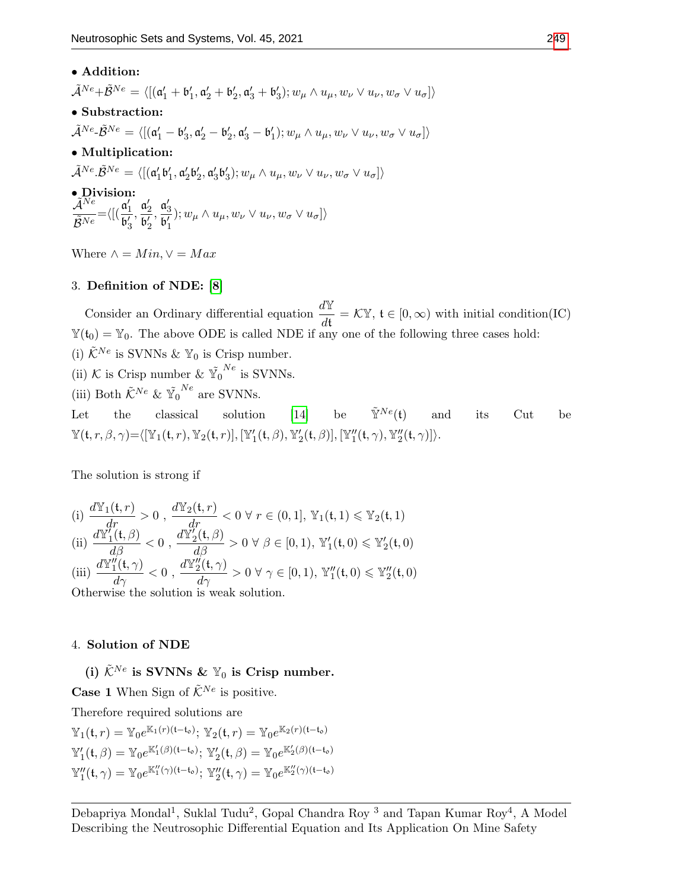• **Addition:**

$\tilde{\mathcal{A}}^{Ne}+\tilde{\mathcal{B}}^{Ne} = \langle [(\mathfrak{a}_1' + \mathfrak{b}_1', \mathfrak{a}_2' + \mathfrak{b}_2', \mathfrak{a}_3' + \mathfrak{b}_3'); w_\mu \wedge u_\mu, w_\nu \vee u_\nu, w_\sigma \vee u_\sigma] \rangle$

• **Substraction:**

$\tilde{\mathcal{A}}^{Ne}\text{-}\tilde{\mathcal{B}}^{Ne} = \langle [(\mathfrak{a}_1' - \mathfrak{b}_3', \mathfrak{a}_2' - \mathfrak{b}_2', \mathfrak{a}_3' - \mathfrak{b}_1'); w_\mu \wedge u_\mu, w_\nu \vee u_\nu, w_\sigma \vee u_\sigma] \rangle$

• **Multiplication:**

$\tilde{\mathcal{A}}^{Ne}.\tilde{\mathcal{B}}^{Ne} = \langle [(\mathfrak{a}_1'\mathfrak{b}_1', \mathfrak{a}_2'\mathfrak{b}_2', \mathfrak{a}_3'\mathfrak{b}_3'); w_\mu \wedge u_\mu, w_\nu \vee u_\nu, w_\sigma \vee u_\sigma] \rangle$

• **Division:**

$\dfrac{\tilde{\mathcal{A}}^{Ne}}{\tilde{\mathcal{B}}^{Ne}} = \langle [(\dfrac{\mathfrak{a}_1'}{\mathfrak{b}_3'}, \dfrac{\mathfrak{a}_2'}{\mathfrak{b}_2'}, \dfrac{\mathfrak{a}_3'}{\mathfrak{b}_1'}); w_\mu \wedge u_\mu, w_\nu \vee u_\nu, w_\sigma \vee u_\sigma] \rangle$

Where $\wedge = Min, \vee = Max$

## 3. Definition of NDE: [8]

Consider an Ordinary differential equation $\dfrac{d\mathbb{Y}}{d\mathfrak{t}} = \mathcal{K}\mathbb{Y}$, $\mathfrak{t} \in [0, \infty)$ with initial condition(IC) $\mathbb{Y}(\mathfrak{t}_0) = \mathbb{Y}_0$. The above ODE is called NDE if any one of the following three cases hold:

(i) $\tilde{\mathcal{K}}^{Ne}$ is SVNNs & $\mathbb{Y}_0$ is Crisp number.

(ii) $\mathcal{K}$ is Crisp number & $\tilde{\mathbb{Y}}_0^{Ne}$ is SVNNs.

(iii) Both $\tilde{\mathcal{K}}^{Ne}$ & $\tilde{\mathbb{Y}}_0^{Ne}$ are SVNNs.

Let the classical solution [14] be $\tilde{\mathbb{Y}}^{Ne}(\mathfrak{t})$ and its Cut be $\mathbb{Y}(\mathfrak{t}, r, \beta, \gamma) = \langle [\mathbb{Y}_1(\mathfrak{t}, r), \mathbb{Y}_2(\mathfrak{t}, r)], [\mathbb{Y}_1'(\mathfrak{t}, \beta), \mathbb{Y}_2'(\mathfrak{t}, \beta)], [\mathbb{Y}_1''(\mathfrak{t}, \gamma), \mathbb{Y}_2''(\mathfrak{t}, \gamma)] \rangle$.

The solution is strong if

(i) $\dfrac{d\mathbb{Y}_1(\mathfrak{t}, r)}{dr} > 0$ , $\dfrac{d\mathbb{Y}_2(\mathfrak{t}, r)}{dr} < 0 \;\forall\; r \in (0, 1]$, $\mathbb{Y}_1(\mathfrak{t}, 1) \leqslant \mathbb{Y}_2(\mathfrak{t}, 1)$

(ii) $\dfrac{d\mathbb{Y}_1'(\mathfrak{t}, \beta)}{d\beta} < 0$ , $\dfrac{d\mathbb{Y}_2'(\mathfrak{t}, \beta)}{d\beta} > 0 \;\forall\; \beta \in [0, 1)$, $\mathbb{Y}_1'(\mathfrak{t}, 0) \leqslant \mathbb{Y}_2'(\mathfrak{t}, 0)$

(iii) $\dfrac{d\mathbb{Y}_1''(\mathfrak{t}, \gamma)}{d\gamma} < 0$ , $\dfrac{d\mathbb{Y}_2''(\mathfrak{t}, \gamma)}{d\gamma} > 0 \;\forall\; \gamma \in [0, 1)$, $\mathbb{Y}_1''(\mathfrak{t}, 0) \leqslant \mathbb{Y}_2''(\mathfrak{t}, 0)$

Otherwise the solution is weak solution.

## 4. Solution of NDE

### (i) $\tilde{\mathcal{K}}^{Ne}$ is SVNNs & $\mathbb{Y}_0$ is Crisp number.

**Case 1** When Sign of $\tilde{\mathcal{K}}^{Ne}$ is positive.

Therefore required solutions are

$\mathbb{Y}_1(\mathfrak{t}, r) = \mathbb{Y}_0 e^{\mathbb{K}_1(r)(\mathfrak{t}-\mathfrak{t}_0)}$; $\mathbb{Y}_2(\mathfrak{t}, r) = \mathbb{Y}_0 e^{\mathbb{K}_2(r)(\mathfrak{t}-\mathfrak{t}_0)}$

$\mathbb{Y}_1'(\mathfrak{t}, \beta) = \mathbb{Y}_0 e^{\mathbb{K}_1'(\beta)(\mathfrak{t}-\mathfrak{t}_0)}$; $\mathbb{Y}_2'(\mathfrak{t}, \beta) = \mathbb{Y}_0 e^{\mathbb{K}_2'(\beta)(\mathfrak{t}-\mathfrak{t}_0)}$

$\mathbb{Y}_1''(\mathfrak{t}, \gamma) = \mathbb{Y}_0 e^{\mathbb{K}_1''(\gamma)(\mathfrak{t}-\mathfrak{t}_0)}$; $\mathbb{Y}_2''(\mathfrak{t}, \gamma) = \mathbb{Y}_0 e^{\mathbb{K}_2''(\gamma)(\mathfrak{t}-\mathfrak{t}_0)}$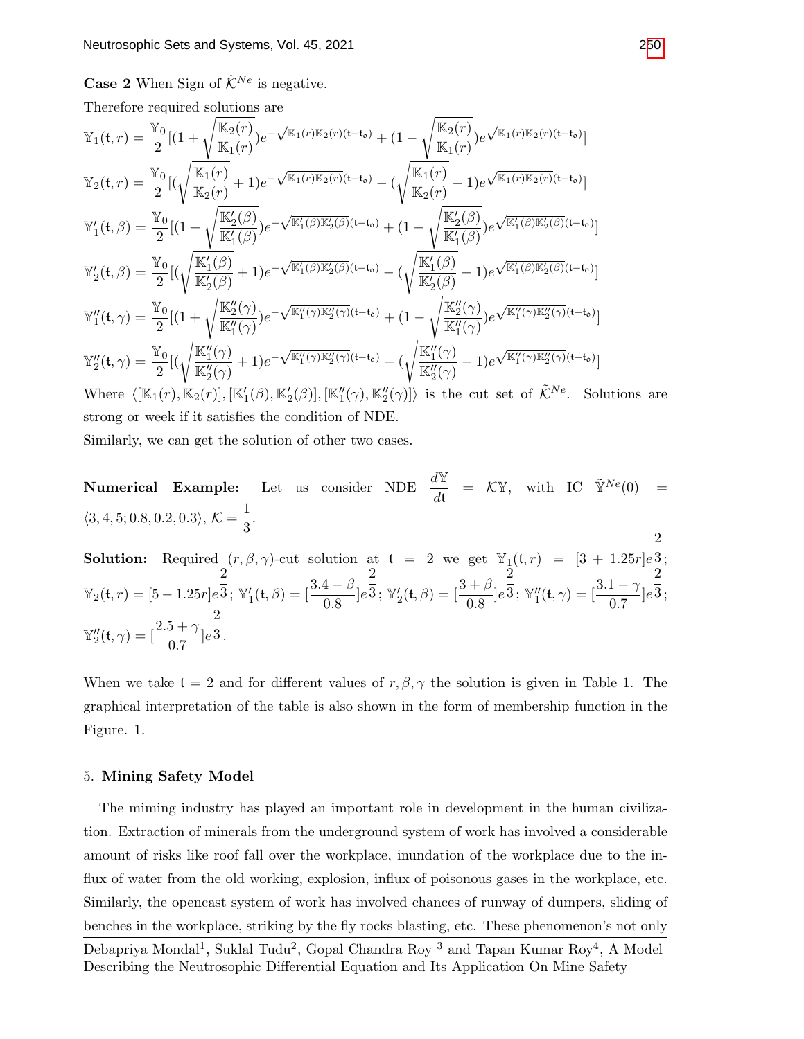**Case 2** When Sign of $\tilde{\mathcal{K}}^{Ne}$ is negative.

Therefore required solutions are

$$\mathbb{Y}_1(\mathrm{t},r) = \frac{\mathbb{Y}_0}{2}[(1+\sqrt{\frac{\mathbb{K}_2(r)}{\mathbb{K}_1(r)}})e^{-\sqrt{\mathbb{K}_1(r)\mathbb{K}_2(r)}(\mathrm{t}-\mathrm{t}_o)} + (1-\sqrt{\frac{\mathbb{K}_2(r)}{\mathbb{K}_1(r)}})e^{\sqrt{\mathbb{K}_1(r)\mathbb{K}_2(r)}(\mathrm{t}-\mathrm{t}_o)}]$$

$$\mathbb{Y}_2(\mathrm{t},r) = \frac{\mathbb{Y}_0}{2}[(\sqrt{\frac{\mathbb{K}_1(r)}{\mathbb{K}_2(r)}}+1)e^{-\sqrt{\mathbb{K}_1(r)\mathbb{K}_2(r)}(\mathrm{t}-\mathrm{t}_o)} - (\sqrt{\frac{\mathbb{K}_1(r)}{\mathbb{K}_2(r)}}-1)e^{\sqrt{\mathbb{K}_1(r)\mathbb{K}_2(r)}(\mathrm{t}-\mathrm{t}_o)}]$$

$$\mathbb{Y}'_1(\mathrm{t},\beta) = \frac{\mathbb{Y}_0}{2}[(1+\sqrt{\frac{\mathbb{K}'_2(\beta)}{\mathbb{K}'_1(\beta)}})e^{-\sqrt{\mathbb{K}'_1(\beta)\mathbb{K}'_2(\beta)}(\mathrm{t}-\mathrm{t}_o)} + (1-\sqrt{\frac{\mathbb{K}'_2(\beta)}{\mathbb{K}'_1(\beta)}})e^{\sqrt{\mathbb{K}'_1(\beta)\mathbb{K}'_2(\beta)}(\mathrm{t}-\mathrm{t}_o)}]$$

$$\mathbb{Y}'_2(\mathrm{t},\beta) = \frac{\mathbb{Y}_0}{2}[(\sqrt{\frac{\mathbb{K}'_1(\beta)}{\mathbb{K}'_2(\beta)}}+1)e^{-\sqrt{\mathbb{K}'_1(\beta)\mathbb{K}'_2(\beta)}(\mathrm{t}-\mathrm{t}_o)} - (\sqrt{\frac{\mathbb{K}'_1(\beta)}{\mathbb{K}'_2(\beta)}}-1)e^{\sqrt{\mathbb{K}'_1(\beta)\mathbb{K}'_2(\beta)}(\mathrm{t}-\mathrm{t}_o)}]$$

$$\mathbb{Y}''_1(\mathrm{t},\gamma) = \frac{\mathbb{Y}_0}{2}[(1+\sqrt{\frac{\mathbb{K}''_2(\gamma)}{\mathbb{K}''_1(\gamma)}})e^{-\sqrt{\mathbb{K}''_1(\gamma)\mathbb{K}''_2(\gamma)}(\mathrm{t}-\mathrm{t}_o)} + (1-\sqrt{\frac{\mathbb{K}''_2(\gamma)}{\mathbb{K}''_1(\gamma)}})e^{\sqrt{\mathbb{K}''_1(\gamma)\mathbb{K}''_2(\gamma)}(\mathrm{t}-\mathrm{t}_o)}]$$

$$\mathbb{Y}''_2(\mathrm{t},\gamma) = \frac{\mathbb{Y}_0}{2}[(\sqrt{\frac{\mathbb{K}''_1(\gamma)}{\mathbb{K}''_2(\gamma)}}+1)e^{-\sqrt{\mathbb{K}''_1(\gamma)\mathbb{K}''_2(\gamma)}(\mathrm{t}-\mathrm{t}_o)} - (\sqrt{\frac{\mathbb{K}''_1(\gamma)}{\mathbb{K}''_2(\gamma)}}-1)e^{\sqrt{\mathbb{K}''_1(\gamma)\mathbb{K}''_2(\gamma)}(\mathrm{t}-\mathrm{t}_o)}]$$

Where $\langle[\mathbb{K}_1(r),\mathbb{K}_2(r)],[\mathbb{K}'_1(\beta),\mathbb{K}'_2(\beta)],[\mathbb{K}''_1(\gamma),\mathbb{K}''_2(\gamma)]\rangle$ is the cut set of $\tilde{\mathcal{K}}^{Ne}$. Solutions are strong or week if it satisfies the condition of NDE.

Similarly, we can get the solution of other two cases.

**Numerical Example:** Let us consider NDE $\frac{d\mathbb{Y}}{dt} = \mathcal{K}\mathbb{Y}$, with IC $\tilde{\mathbb{Y}}^{Ne}(0) = \langle 3,4,5;0.8,0.2,0.3\rangle$, $\mathcal{K} = \frac{1}{3}$.

**Solution:** Required $(r,\beta,\gamma)$-cut solution at $\mathrm{t} = 2$ we get $\mathbb{Y}_1(\mathrm{t},r) = [3+1.25r]e^{\frac{2}{3}}$; $\mathbb{Y}_2(\mathrm{t},r) = [5-1.25r]e^{\frac{2}{3}}$; $\mathbb{Y}'_1(\mathrm{t},\beta) = [\frac{3.4-\beta}{0.8}]e^{\frac{2}{3}}$; $\mathbb{Y}'_2(\mathrm{t},\beta) = [\frac{3+\beta}{0.8}]e^{\frac{2}{3}}$; $\mathbb{Y}''_1(\mathrm{t},\gamma) = [\frac{3.1-\gamma}{0.7}]e^{\frac{2}{3}}$; $\mathbb{Y}''_2(\mathrm{t},\gamma) = [\frac{2.5+\gamma}{0.7}]e^{\frac{2}{3}}$.

When we take $\mathrm{t} = 2$ and for different values of $r,\beta,\gamma$ the solution is given in Table 1. The graphical interpretation of the table is also shown in the form of membership function in the Figure. 1.

## 5. Mining Safety Model

The miming industry has played an important role in development in the human civilization. Extraction of minerals from the underground system of work has involved a considerable amount of risks like roof fall over the workplace, inundation of the workplace due to the influx of water from the old working, explosion, influx of poisonous gases in the workplace, etc. Similarly, the opencast system of work has involved chances of runway of dumpers, sliding of benches in the workplace, striking by the fly rocks blasting, etc. These phenomenon's not only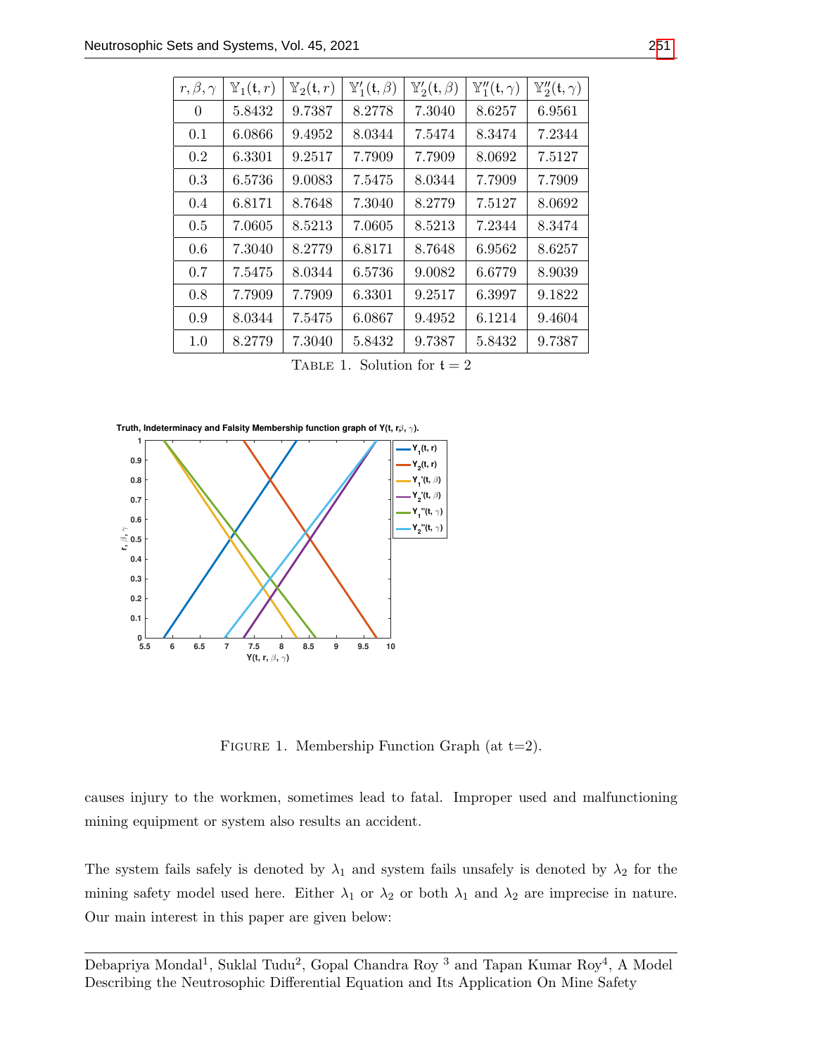| $r, \beta, \gamma$ | $\mathbb{Y}_1(\mathsf{t}, r)$ | $\mathbb{Y}_2(\mathsf{t}, r)$ | $\mathbb{Y}_1'(\mathsf{t}, \beta)$ | $\mathbb{Y}_2'(\mathsf{t}, \beta)$ | $\mathbb{Y}_1''(\mathsf{t}, \gamma)$ | $\mathbb{Y}_2''(\mathsf{t}, \gamma)$ |
|---|---|---|---|---|---|---|
| 0 | 5.8432 | 9.7387 | 8.2778 | 7.3040 | 8.6257 | 6.9561 |
| 0.1 | 6.0866 | 9.4952 | 8.0344 | 7.5474 | 8.3474 | 7.2344 |
| 0.2 | 6.3301 | 9.2517 | 7.7909 | 7.7909 | 8.0692 | 7.5127 |
| 0.3 | 6.5736 | 9.0083 | 7.5475 | 8.0344 | 7.7909 | 7.7909 |
| 0.4 | 6.8171 | 8.7648 | 7.3040 | 8.2779 | 7.5127 | 8.0692 |
| 0.5 | 7.0605 | 8.5213 | 7.0605 | 8.5213 | 7.2344 | 8.3474 |
| 0.6 | 7.3040 | 8.2779 | 6.8171 | 8.7648 | 6.9562 | 8.6257 |
| 0.7 | 7.5475 | 8.0344 | 6.5736 | 9.0082 | 6.6779 | 8.9039 |
| 0.8 | 7.7909 | 7.7909 | 6.3301 | 9.2517 | 6.3997 | 9.1822 |
| 0.9 | 8.0344 | 7.5475 | 6.0867 | 9.4952 | 6.1214 | 9.4604 |
| 1.0 | 8.2779 | 7.3040 | 5.8432 | 9.7387 | 5.8432 | 9.7387 |

TABLE 1. Solution for $\mathsf{t} = 2$

FIGURE 1. Membership Function Graph (at t=2).

causes injury to the workmen, sometimes lead to fatal. Improper used and malfunctioning mining equipment or system also results an accident.

The system fails safely is denoted by $\lambda_1$ and system fails unsafely is denoted by $\lambda_2$ for the mining safety model used here. Either $\lambda_1$ or $\lambda_2$ or both $\lambda_1$ and $\lambda_2$ are imprecise in nature. Our main interest in this paper are given below: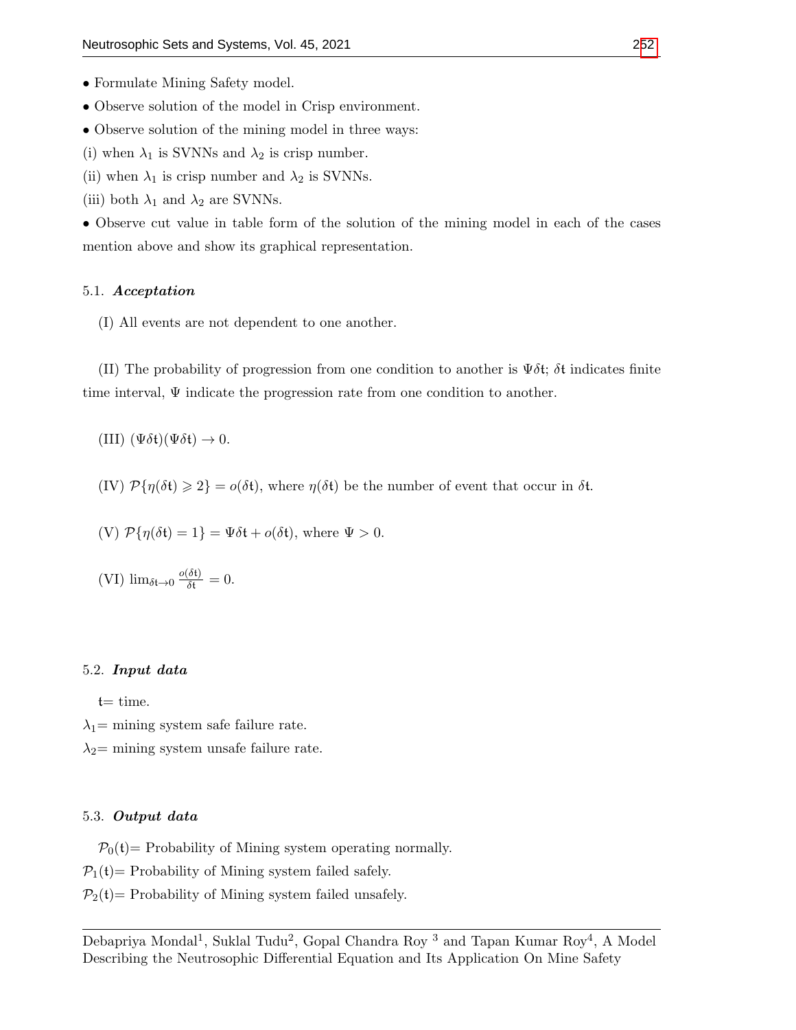• Formulate Mining Safety model.

• Observe solution of the model in Crisp environment.

• Observe solution of the mining model in three ways:

(i) when $\lambda_1$ is SVNNs and $\lambda_2$ is crisp number.

(ii) when $\lambda_1$ is crisp number and $\lambda_2$ is SVNNs.

(iii) both $\lambda_1$ and $\lambda_2$ are SVNNs.

• Observe cut value in table form of the solution of the mining model in each of the cases mention above and show its graphical representation.

### 5.1. *Acceptation*

(I) All events are not dependent to one another.

(II) The probability of progression from one condition to another is $\Psi\delta\mathfrak{t}$; $\delta\mathfrak{t}$ indicates finite time interval, $\Psi$ indicate the progression rate from one condition to another.

(III) $(\Psi\delta\mathfrak{t})(\Psi\delta\mathfrak{t}) \to 0$.

(IV) $\mathcal{P}\{\eta(\delta\mathfrak{t}) \geqslant 2\} = o(\delta\mathfrak{t})$, where $\eta(\delta\mathfrak{t})$ be the number of event that occur in $\delta\mathfrak{t}$.

(V) $\mathcal{P}\{\eta(\delta\mathfrak{t}) = 1\} = \Psi\delta\mathfrak{t} + o(\delta\mathfrak{t})$, where $\Psi > 0$.

(VI) $\lim_{\delta\mathfrak{t}\to 0} \frac{o(\delta\mathfrak{t})}{\delta\mathfrak{t}} = 0$.

### 5.2. *Input data*

$\mathfrak{t}$= time.

$\lambda_1$= mining system safe failure rate.

$\lambda_2$= mining system unsafe failure rate.

### 5.3. *Output data*

$\mathcal{P}_0(\mathfrak{t})$= Probability of Mining system operating normally.

$\mathcal{P}_1(\mathfrak{t})$= Probability of Mining system failed safely.

$\mathcal{P}_2(\mathfrak{t})$= Probability of Mining system failed unsafely.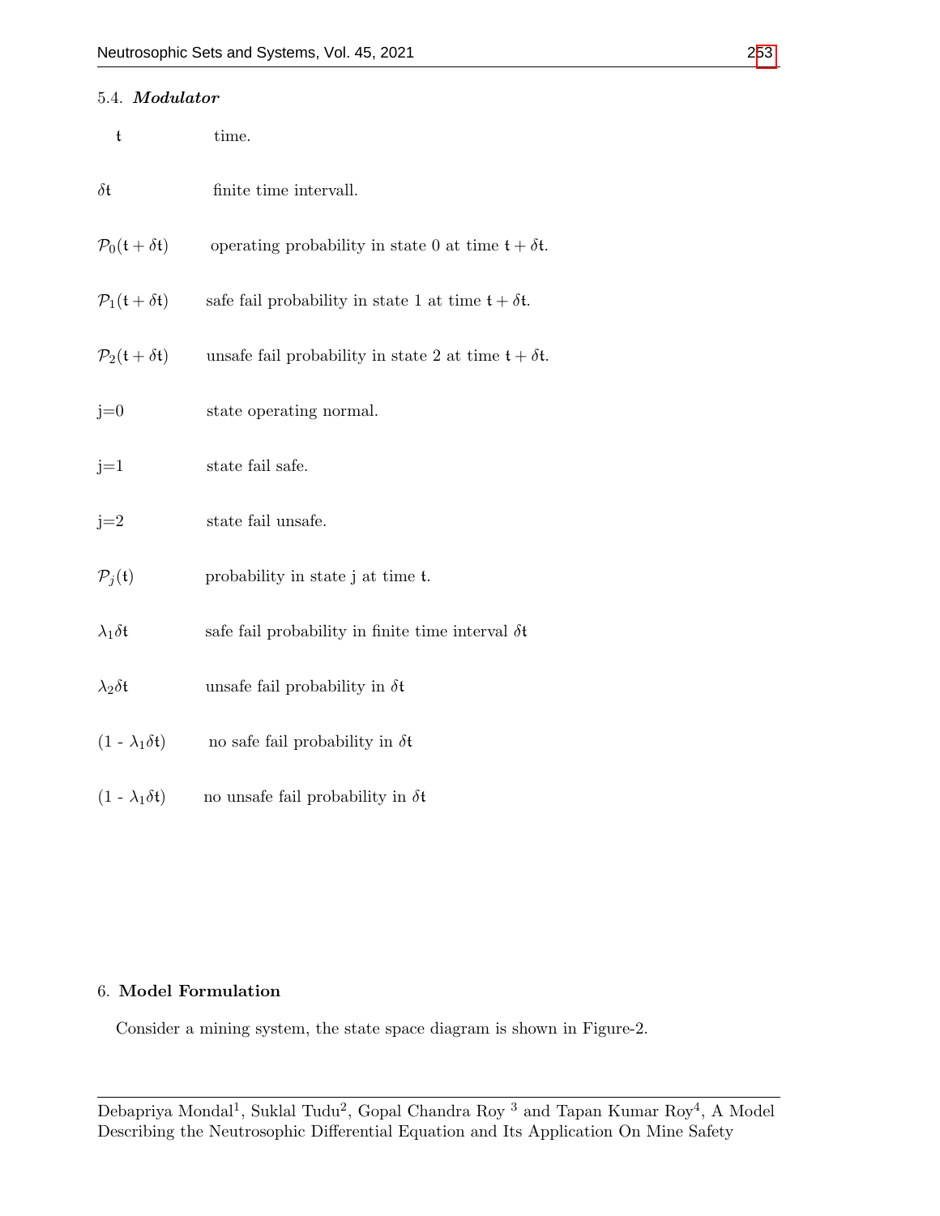### 5.4. *Modulator*

| | |
|---|---|
| $\mathfrak{t}$ | time. |
| $\delta\mathfrak{t}$ | finite time intervall. |
| $\mathcal{P}_0(\mathfrak{t}+\delta\mathfrak{t})$ | operating probability in state 0 at time $\mathfrak{t}+\delta\mathfrak{t}$. |
| $\mathcal{P}_1(\mathfrak{t}+\delta\mathfrak{t})$ | safe fail probability in state 1 at time $\mathfrak{t}+\delta\mathfrak{t}$. |
| $\mathcal{P}_2(\mathfrak{t}+\delta\mathfrak{t})$ | unsafe fail probability in state 2 at time $\mathfrak{t}+\delta\mathfrak{t}$. |
| j=0 | state operating normal. |
| j=1 | state fail safe. |
| j=2 | state fail unsafe. |
| $\mathcal{P}_j(\mathfrak{t})$ | probability in state j at time $\mathfrak{t}$. |
| $\lambda_1\delta\mathfrak{t}$ | safe fail probability in finite time interval $\delta\mathfrak{t}$ |
| $\lambda_2\delta\mathfrak{t}$ | unsafe fail probability in $\delta\mathfrak{t}$ |
| (1 - $\lambda_1\delta\mathfrak{t}$) | no safe fail probability in $\delta\mathfrak{t}$ |
| (1 - $\lambda_1\delta\mathfrak{t}$) | no unsafe fail probability in $\delta\mathfrak{t}$ |

## 6. Model Formulation

Consider a mining system, the state space diagram is shown in Figure-2.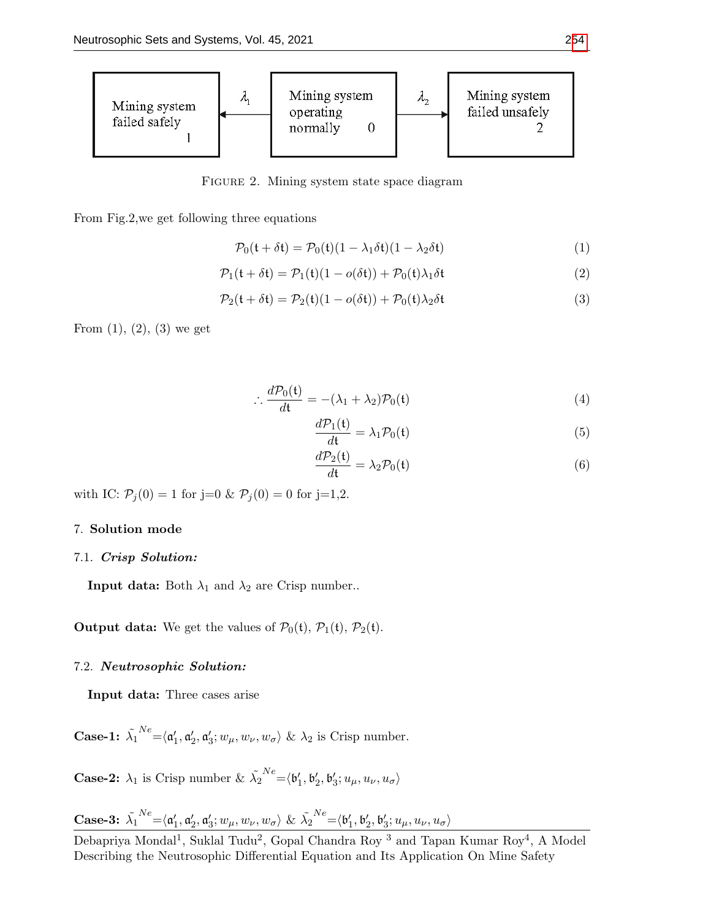Mining system failed safely 1 ← $\lambda_1$ ← Mining system operating normally 0 → $\lambda_2$ → Mining system failed unsafely 2

FIGURE 2. Mining system state space diagram

From Fig.2,we get following three equations

$$\mathcal{P}_0(\mathfrak{t}+\delta\mathfrak{t}) = \mathcal{P}_0(\mathfrak{t})(1-\lambda_1\delta\mathfrak{t})(1-\lambda_2\delta\mathfrak{t}) \tag{1}$$

$$\mathcal{P}_1(\mathfrak{t}+\delta\mathfrak{t}) = \mathcal{P}_1(\mathfrak{t})(1-o(\delta\mathfrak{t})) + \mathcal{P}_0(\mathfrak{t})\lambda_1\delta\mathfrak{t} \tag{2}$$

$$\mathcal{P}_2(\mathfrak{t}+\delta\mathfrak{t}) = \mathcal{P}_2(\mathfrak{t})(1-o(\delta\mathfrak{t})) + \mathcal{P}_0(\mathfrak{t})\lambda_2\delta\mathfrak{t} \tag{3}$$

From (1), (2), (3) we get

$$\therefore \frac{d\mathcal{P}_0(\mathfrak{t})}{d\mathfrak{t}} = -(\lambda_1+\lambda_2)\mathcal{P}_0(\mathfrak{t}) \tag{4}$$

$$\frac{d\mathcal{P}_1(\mathfrak{t})}{d\mathfrak{t}} = \lambda_1\mathcal{P}_0(\mathfrak{t}) \tag{5}$$

$$\frac{d\mathcal{P}_2(\mathfrak{t})}{d\mathfrak{t}} = \lambda_2\mathcal{P}_0(\mathfrak{t}) \tag{6}$$

with IC: $\mathcal{P}_j(0) = 1$ for j=0 & $\mathcal{P}_j(0) = 0$ for j=1,2.

## 7. Solution mode

### 7.1. *Crisp Solution:*

**Input data:** Both $\lambda_1$ and $\lambda_2$ are Crisp number..

**Output data:** We get the values of $\mathcal{P}_0(\mathfrak{t})$, $\mathcal{P}_1(\mathfrak{t})$, $\mathcal{P}_2(\mathfrak{t})$.

### 7.2. *Neutrosophic Solution:*

**Input data:** Three cases arise

**Case-1:** $\tilde{\lambda_1}^{Ne}=\langle\mathfrak{a}'_1,\mathfrak{a}'_2,\mathfrak{a}'_3;w_\mu,w_\nu,w_\sigma\rangle$ & $\lambda_2$ is Crisp number.

**Case-2:** $\lambda_1$ is Crisp number & $\tilde{\lambda_2}^{Ne}=\langle\mathfrak{b}'_1,\mathfrak{b}'_2,\mathfrak{b}'_3;u_\mu,u_\nu,u_\sigma\rangle$

**Case-3:** $\tilde{\lambda_1}^{Ne}=\langle\mathfrak{a}'_1,\mathfrak{a}'_2,\mathfrak{a}'_3;w_\mu,w_\nu,w_\sigma\rangle$ & $\tilde{\lambda_2}^{Ne}=\langle\mathfrak{b}'_1,\mathfrak{b}'_2,\mathfrak{b}'_3;u_\mu,u_\nu,u_\sigma\rangle$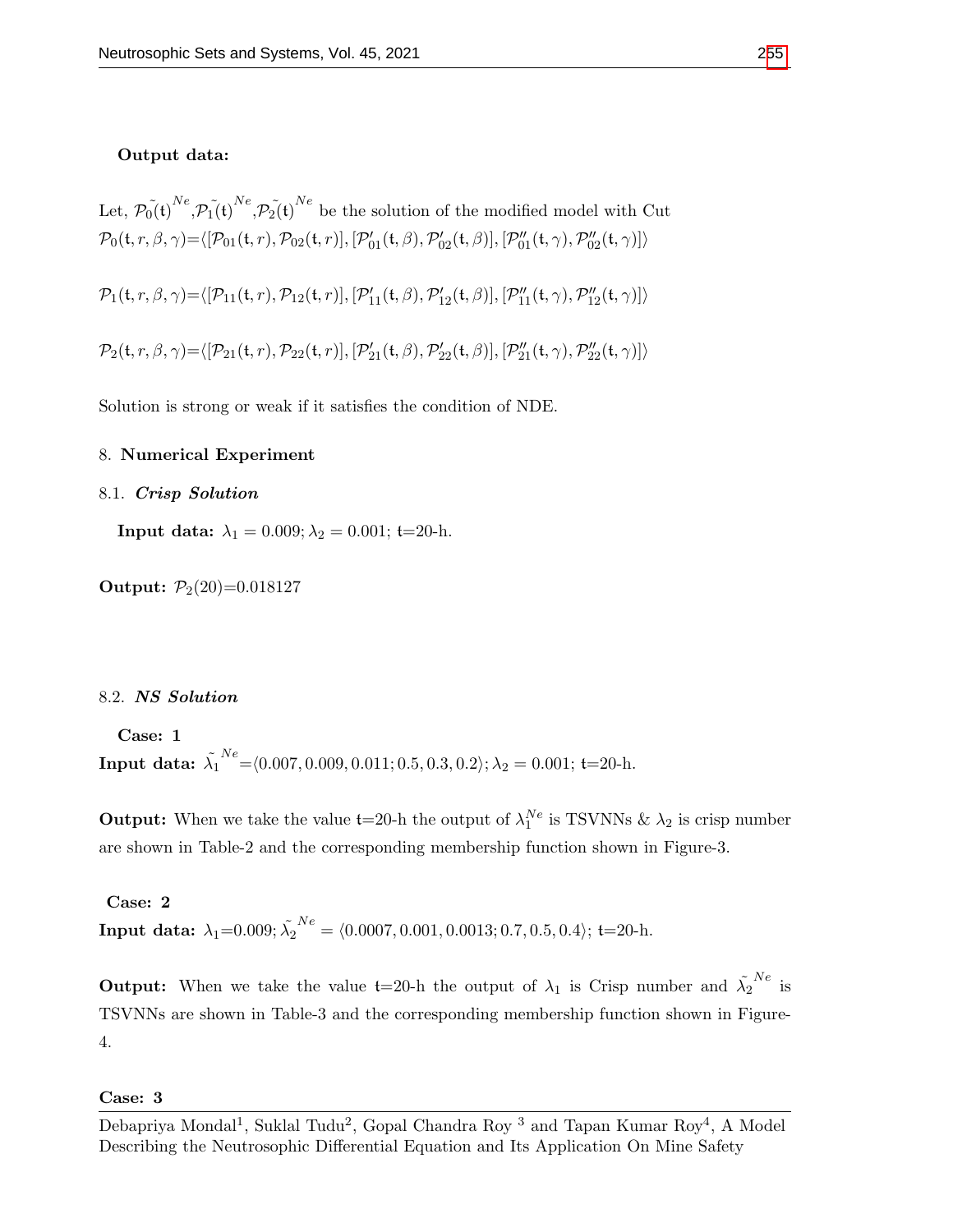**Output data:**

Let, $\tilde{\mathcal{P}_0(\mathfrak{t})}^{Ne}$,$\tilde{\mathcal{P}_1(\mathfrak{t})}^{Ne}$,$\tilde{\mathcal{P}_2(\mathfrak{t})}^{Ne}$ be the solution of the modified model with Cut
$\mathcal{P}_0(\mathfrak{t}, r, \beta, \gamma)$=$\langle[\mathcal{P}_{01}(\mathfrak{t}, r), \mathcal{P}_{02}(\mathfrak{t}, r)], [\mathcal{P}'_{01}(\mathfrak{t}, \beta), \mathcal{P}'_{02}(\mathfrak{t}, \beta)], [\mathcal{P}''_{01}(\mathfrak{t}, \gamma), \mathcal{P}''_{02}(\mathfrak{t}, \gamma)]\rangle$

$\mathcal{P}_1(\mathfrak{t}, r, \beta, \gamma)$=$\langle[\mathcal{P}_{11}(\mathfrak{t}, r), \mathcal{P}_{12}(\mathfrak{t}, r)], [\mathcal{P}'_{11}(\mathfrak{t}, \beta), \mathcal{P}'_{12}(\mathfrak{t}, \beta)], [\mathcal{P}''_{11}(\mathfrak{t}, \gamma), \mathcal{P}''_{12}(\mathfrak{t}, \gamma)]\rangle$

$\mathcal{P}_2(\mathfrak{t}, r, \beta, \gamma)$=$\langle[\mathcal{P}_{21}(\mathfrak{t}, r), \mathcal{P}_{22}(\mathfrak{t}, r)], [\mathcal{P}'_{21}(\mathfrak{t}, \beta), \mathcal{P}'_{22}(\mathfrak{t}, \beta)], [\mathcal{P}''_{21}(\mathfrak{t}, \gamma), \mathcal{P}''_{22}(\mathfrak{t}, \gamma)]\rangle$

Solution is strong or weak if it satisfies the condition of NDE.

## 8. Numerical Experiment

### 8.1. *Crisp Solution*

**Input data:** $\lambda_1 = 0.009; \lambda_2 = 0.001$; $\mathfrak{t}$=20-h.

**Output:** $\mathcal{P}_2(20)$=0.018127

### 8.2. *NS Solution*

**Case: 1**
**Input data:** $\tilde{\lambda_1}^{Ne}$=$\langle 0.007, 0.009, 0.011; 0.5, 0.3, 0.2\rangle; \lambda_2 = 0.001$; $\mathfrak{t}$=20-h.

**Output:** When we take the value $\mathfrak{t}$=20-h the output of $\lambda_1^{Ne}$ is TSVNNs & $\lambda_2$ is crisp number are shown in Table-2 and the corresponding membership function shown in Figure-3.

**Case: 2**
**Input data:** $\lambda_1$=0.009; $\tilde{\lambda_2}^{Ne} = \langle 0.0007, 0.001, 0.0013; 0.7, 0.5, 0.4\rangle$; $\mathfrak{t}$=20-h.

**Output:** When we take the value $\mathfrak{t}$=20-h the output of $\lambda_1$ is Crisp number and $\tilde{\lambda_2}^{Ne}$ is TSVNNs are shown in Table-3 and the corresponding membership function shown in Figure-4.

**Case: 3**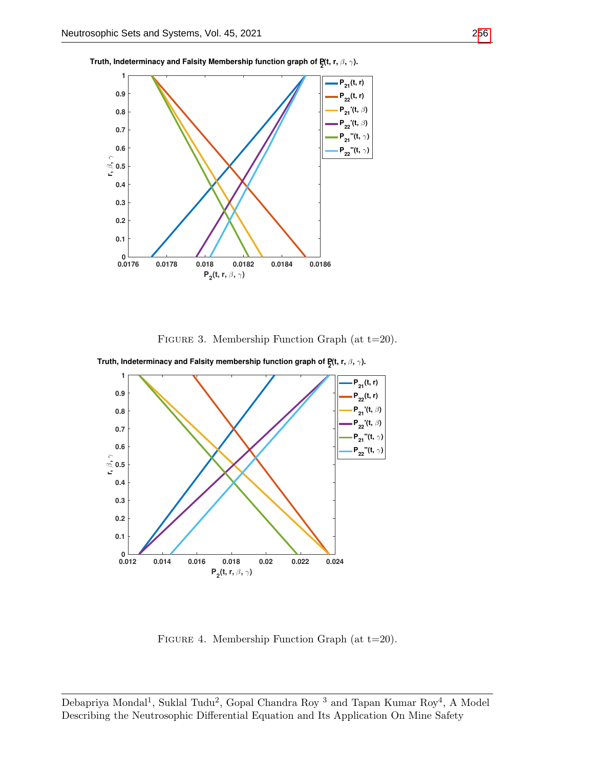Truth, Indeterminacy and Falsity Membership function graph of $P_2(t, r, \beta, \gamma)$.

FIGURE 3. Membership Function Graph (at t=20).

Truth, Indeterminacy and Falsity membership function graph of $P_2(t, r, \beta, \gamma)$.

FIGURE 4. Membership Function Graph (at t=20).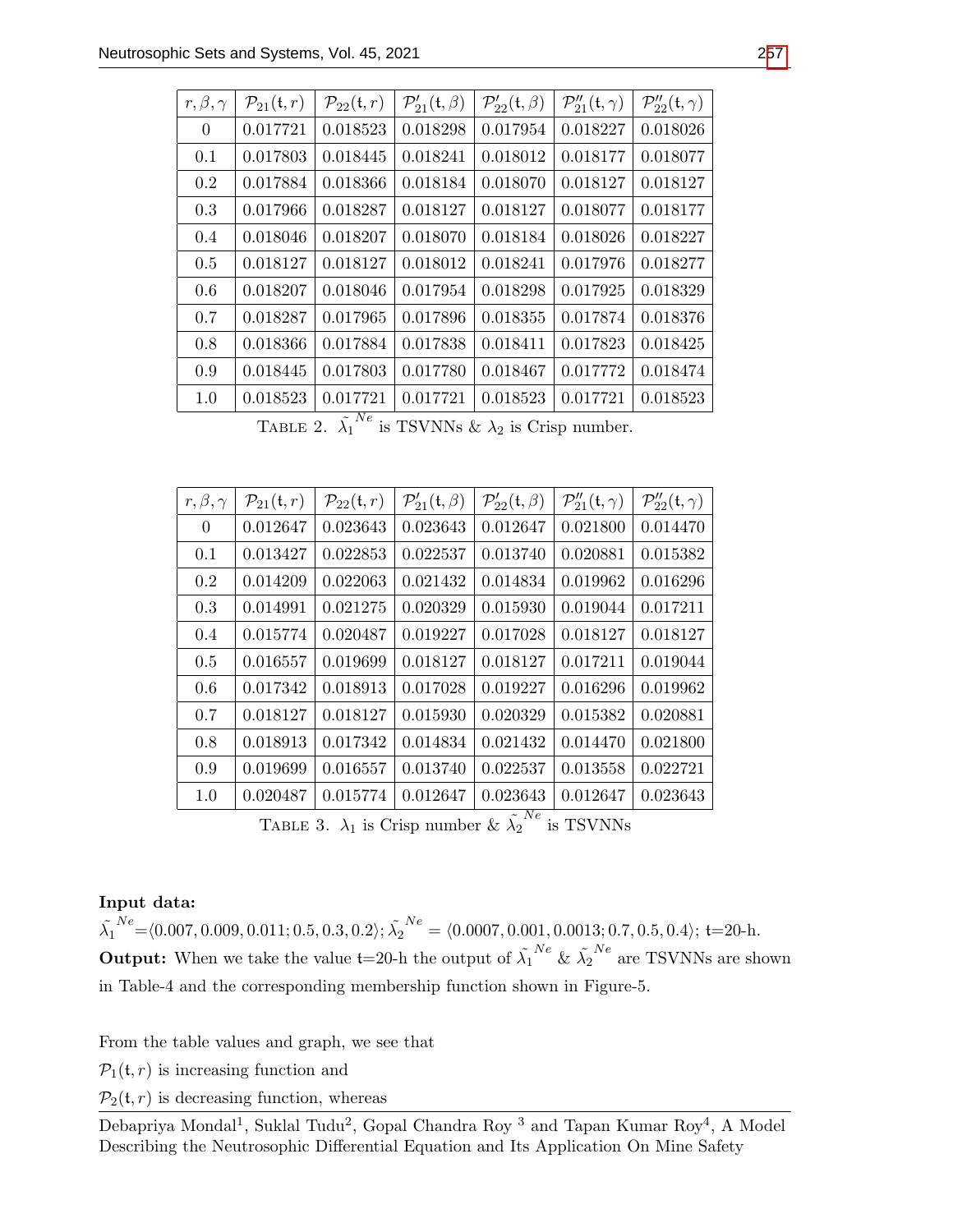| $r,\beta,\gamma$ | $\mathcal{P}_{21}(\mathfrak{t},r)$ | $\mathcal{P}_{22}(\mathfrak{t},r)$ | $\mathcal{P}'_{21}(\mathfrak{t},\beta)$ | $\mathcal{P}'_{22}(\mathfrak{t},\beta)$ | $\mathcal{P}''_{21}(\mathfrak{t},\gamma)$ | $\mathcal{P}''_{22}(\mathfrak{t},\gamma)$ |
|---|---|---|---|---|---|---|
| 0 | 0.017721 | 0.018523 | 0.018298 | 0.017954 | 0.018227 | 0.018026 |
| 0.1 | 0.017803 | 0.018445 | 0.018241 | 0.018012 | 0.018177 | 0.018077 |
| 0.2 | 0.017884 | 0.018366 | 0.018184 | 0.018070 | 0.018127 | 0.018127 |
| 0.3 | 0.017966 | 0.018287 | 0.018127 | 0.018127 | 0.018077 | 0.018177 |
| 0.4 | 0.018046 | 0.018207 | 0.018070 | 0.018184 | 0.018026 | 0.018227 |
| 0.5 | 0.018127 | 0.018127 | 0.018012 | 0.018241 | 0.017976 | 0.018277 |
| 0.6 | 0.018207 | 0.018046 | 0.017954 | 0.018298 | 0.017925 | 0.018329 |
| 0.7 | 0.018287 | 0.017965 | 0.017896 | 0.018355 | 0.017874 | 0.018376 |
| 0.8 | 0.018366 | 0.017884 | 0.017838 | 0.018411 | 0.017823 | 0.018425 |
| 0.9 | 0.018445 | 0.017803 | 0.017780 | 0.018467 | 0.017772 | 0.018474 |
| 1.0 | 0.018523 | 0.017721 | 0.017721 | 0.018523 | 0.017721 | 0.018523 |

TABLE 2. $\tilde{\lambda_1}^{Ne}$ is TSVNNs & $\lambda_2$ is Crisp number.

| $r,\beta,\gamma$ | $\mathcal{P}_{21}(\mathfrak{t},r)$ | $\mathcal{P}_{22}(\mathfrak{t},r)$ | $\mathcal{P}'_{21}(\mathfrak{t},\beta)$ | $\mathcal{P}'_{22}(\mathfrak{t},\beta)$ | $\mathcal{P}''_{21}(\mathfrak{t},\gamma)$ | $\mathcal{P}''_{22}(\mathfrak{t},\gamma)$ |
|---|---|---|---|---|---|---|
| 0 | 0.012647 | 0.023643 | 0.023643 | 0.012647 | 0.021800 | 0.014470 |
| 0.1 | 0.013427 | 0.022853 | 0.022537 | 0.013740 | 0.020881 | 0.015382 |
| 0.2 | 0.014209 | 0.022063 | 0.021432 | 0.014834 | 0.019962 | 0.016296 |
| 0.3 | 0.014991 | 0.021275 | 0.020329 | 0.015930 | 0.019044 | 0.017211 |
| 0.4 | 0.015774 | 0.020487 | 0.019227 | 0.017028 | 0.018127 | 0.018127 |
| 0.5 | 0.016557 | 0.019699 | 0.018127 | 0.018127 | 0.017211 | 0.019044 |
| 0.6 | 0.017342 | 0.018913 | 0.017028 | 0.019227 | 0.016296 | 0.019962 |
| 0.7 | 0.018127 | 0.018127 | 0.015930 | 0.020329 | 0.015382 | 0.020881 |
| 0.8 | 0.018913 | 0.017342 | 0.014834 | 0.021432 | 0.014470 | 0.021800 |
| 0.9 | 0.019699 | 0.016557 | 0.013740 | 0.022537 | 0.013558 | 0.022721 |
| 1.0 | 0.020487 | 0.015774 | 0.012647 | 0.023643 | 0.012647 | 0.023643 |

TABLE 3. $\lambda_1$ is Crisp number & $\tilde{\lambda_2}^{Ne}$ is TSVNNs

**Input data:**
$\tilde{\lambda_1}^{Ne}=\langle 0.007, 0.009, 0.011; 0.5, 0.3, 0.2\rangle$; $\tilde{\lambda_2}^{Ne} = \langle 0.0007, 0.001, 0.0013; 0.7, 0.5, 0.4\rangle$; $\mathfrak{t}$=20-h.
**Output:** When we take the value $\mathfrak{t}$=20-h the output of $\tilde{\lambda_1}^{Ne}$ & $\tilde{\lambda_2}^{Ne}$ are TSVNNs are shown in Table-4 and the corresponding membership function shown in Figure-5.

From the table values and graph, we see that

$\mathcal{P}_1(\mathfrak{t}, r)$ is increasing function and

$\mathcal{P}_2(\mathfrak{t}, r)$ is decreasing function, whereas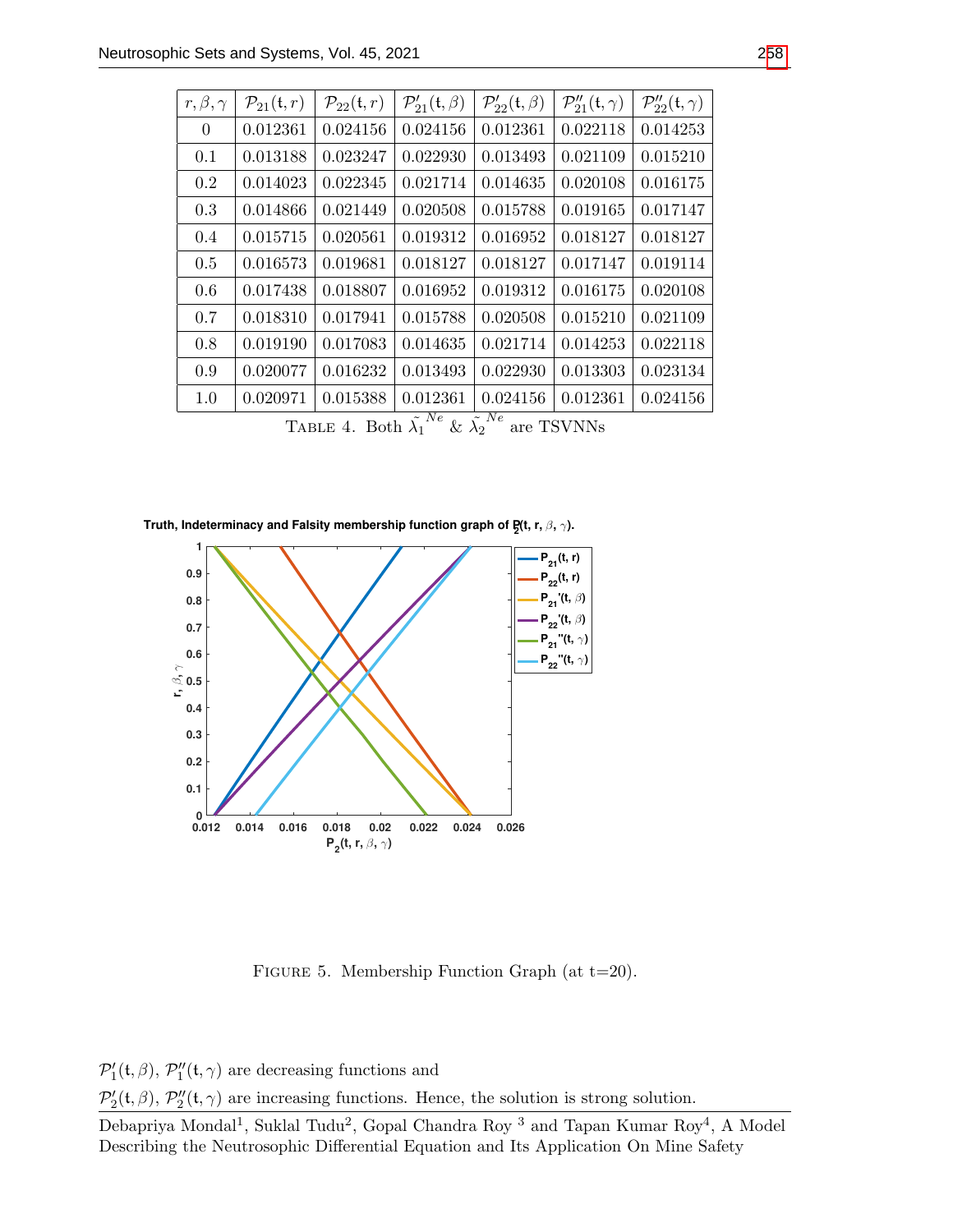| $r, \beta, \gamma$ | $\mathcal{P}_{21}(\mathfrak{t}, r)$ | $\mathcal{P}_{22}(\mathfrak{t}, r)$ | $\mathcal{P}'_{21}(\mathfrak{t}, \beta)$ | $\mathcal{P}'_{22}(\mathfrak{t}, \beta)$ | $\mathcal{P}''_{21}(\mathfrak{t}, \gamma)$ | $\mathcal{P}''_{22}(\mathfrak{t}, \gamma)$ |
|---|---|---|---|---|---|---|
| 0 | 0.012361 | 0.024156 | 0.024156 | 0.012361 | 0.022118 | 0.014253 |
| 0.1 | 0.013188 | 0.023247 | 0.022930 | 0.013493 | 0.021109 | 0.015210 |
| 0.2 | 0.014023 | 0.022345 | 0.021714 | 0.014635 | 0.020108 | 0.016175 |
| 0.3 | 0.014866 | 0.021449 | 0.020508 | 0.015788 | 0.019165 | 0.017147 |
| 0.4 | 0.015715 | 0.020561 | 0.019312 | 0.016952 | 0.018127 | 0.018127 |
| 0.5 | 0.016573 | 0.019681 | 0.018127 | 0.018127 | 0.017147 | 0.019114 |
| 0.6 | 0.017438 | 0.018807 | 0.016952 | 0.019312 | 0.016175 | 0.020108 |
| 0.7 | 0.018310 | 0.017941 | 0.015788 | 0.020508 | 0.015210 | 0.021109 |
| 0.8 | 0.019190 | 0.017083 | 0.014635 | 0.021714 | 0.014253 | 0.022118 |
| 0.9 | 0.020077 | 0.016232 | 0.013493 | 0.022930 | 0.013303 | 0.023134 |
| 1.0 | 0.020971 | 0.015388 | 0.012361 | 0.024156 | 0.012361 | 0.024156 |

TABLE 4. Both $\tilde{\lambda}_1^{Ne}$ & $\tilde{\lambda}_2^{Ne}$ are TSVNNs

FIGURE 5. Membership Function Graph (at t=20).

$\mathcal{P}'_1(\mathfrak{t}, \beta)$, $\mathcal{P}''_1(\mathfrak{t}, \gamma)$ are decreasing functions and

$\mathcal{P}'_2(\mathfrak{t}, \beta)$, $\mathcal{P}''_2(\mathfrak{t}, \gamma)$ are increasing functions. Hence, the solution is strong solution.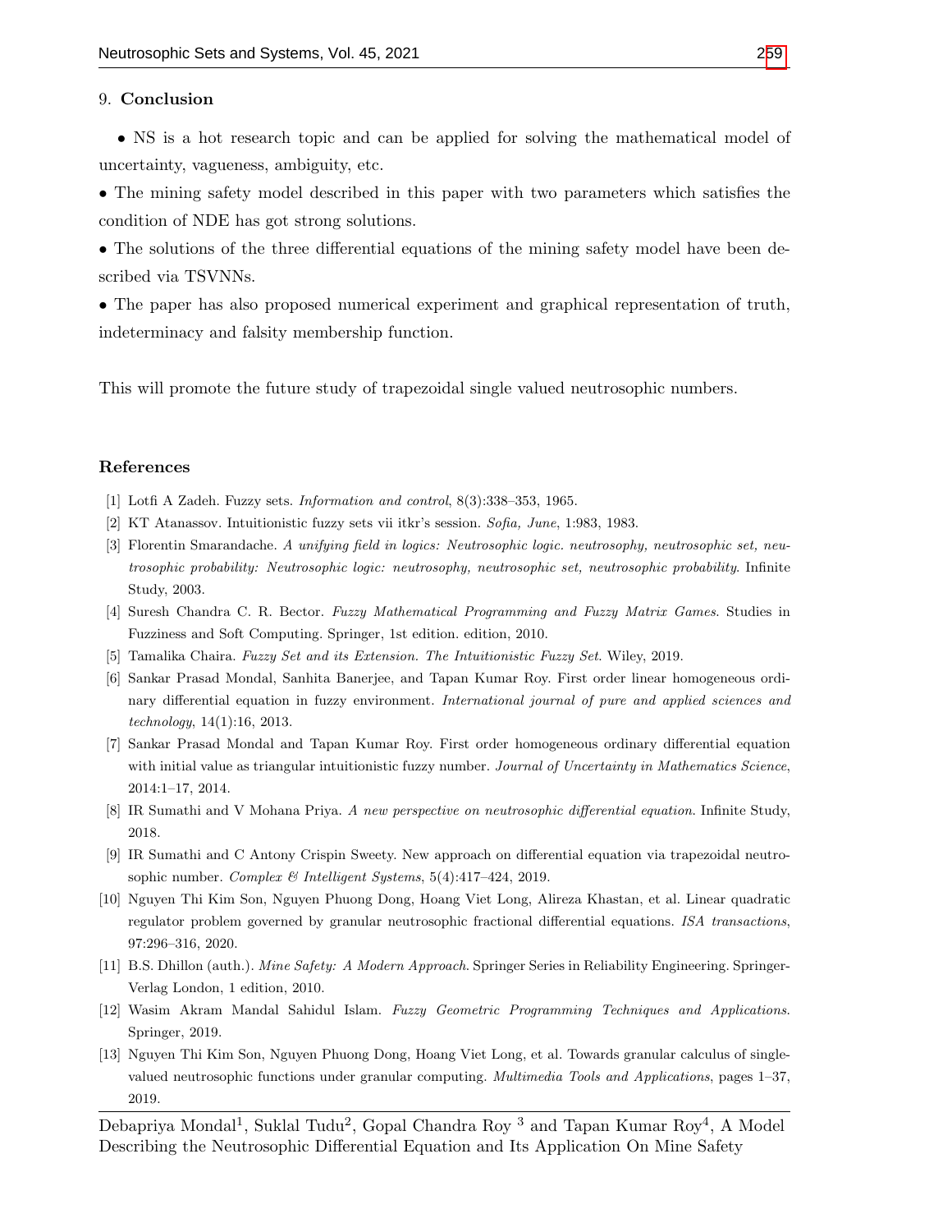## 9. Conclusion

- NS is a hot research topic and can be applied for solving the mathematical model of uncertainty, vagueness, ambiguity, etc.
- The mining safety model described in this paper with two parameters which satisfies the condition of NDE has got strong solutions.
- The solutions of the three differential equations of the mining safety model have been described via TSVNNs.
- The paper has also proposed numerical experiment and graphical representation of truth, indeterminacy and falsity membership function.

This will promote the future study of trapezoidal single valued neutrosophic numbers.

## References

[1] Lotfi A Zadeh. Fuzzy sets. *Information and control*, 8(3):338–353, 1965.

[2] KT Atanassov. Intuitionistic fuzzy sets vii itkr's session. *Sofia, June*, 1:983, 1983.

[3] Florentin Smarandache. *A unifying field in logics: Neutrosophic logic. neutrosophy, neutrosophic set, neutrosophic probability: Neutrosophic logic: neutrosophy, neutrosophic set, neutrosophic probability*. Infinite Study, 2003.

[4] Suresh Chandra C. R. Bector. *Fuzzy Mathematical Programming and Fuzzy Matrix Games*. Studies in Fuzziness and Soft Computing. Springer, 1st edition. edition, 2010.

[5] Tamalika Chaira. *Fuzzy Set and its Extension. The Intuitionistic Fuzzy Set*. Wiley, 2019.

[6] Sankar Prasad Mondal, Sanhita Banerjee, and Tapan Kumar Roy. First order linear homogeneous ordinary differential equation in fuzzy environment. *International journal of pure and applied sciences and technology*, 14(1):16, 2013.

[7] Sankar Prasad Mondal and Tapan Kumar Roy. First order homogeneous ordinary differential equation with initial value as triangular intuitionistic fuzzy number. *Journal of Uncertainty in Mathematics Science*, 2014:1–17, 2014.

[8] IR Sumathi and V Mohana Priya. *A new perspective on neutrosophic differential equation*. Infinite Study, 2018.

[9] IR Sumathi and C Antony Crispin Sweety. New approach on differential equation via trapezoidal neutrosophic number. *Complex & Intelligent Systems*, 5(4):417–424, 2019.

[10] Nguyen Thi Kim Son, Nguyen Phuong Dong, Hoang Viet Long, Alireza Khastan, et al. Linear quadratic regulator problem governed by granular neutrosophic fractional differential equations. *ISA transactions*, 97:296–316, 2020.

[11] B.S. Dhillon (auth.). *Mine Safety: A Modern Approach*. Springer Series in Reliability Engineering. Springer-Verlag London, 1 edition, 2010.

[12] Wasim Akram Mandal Sahidul Islam. *Fuzzy Geometric Programming Techniques and Applications*. Springer, 2019.

[13] Nguyen Thi Kim Son, Nguyen Phuong Dong, Hoang Viet Long, et al. Towards granular calculus of single-valued neutrosophic functions under granular computing. *Multimedia Tools and Applications*, pages 1–37, 2019.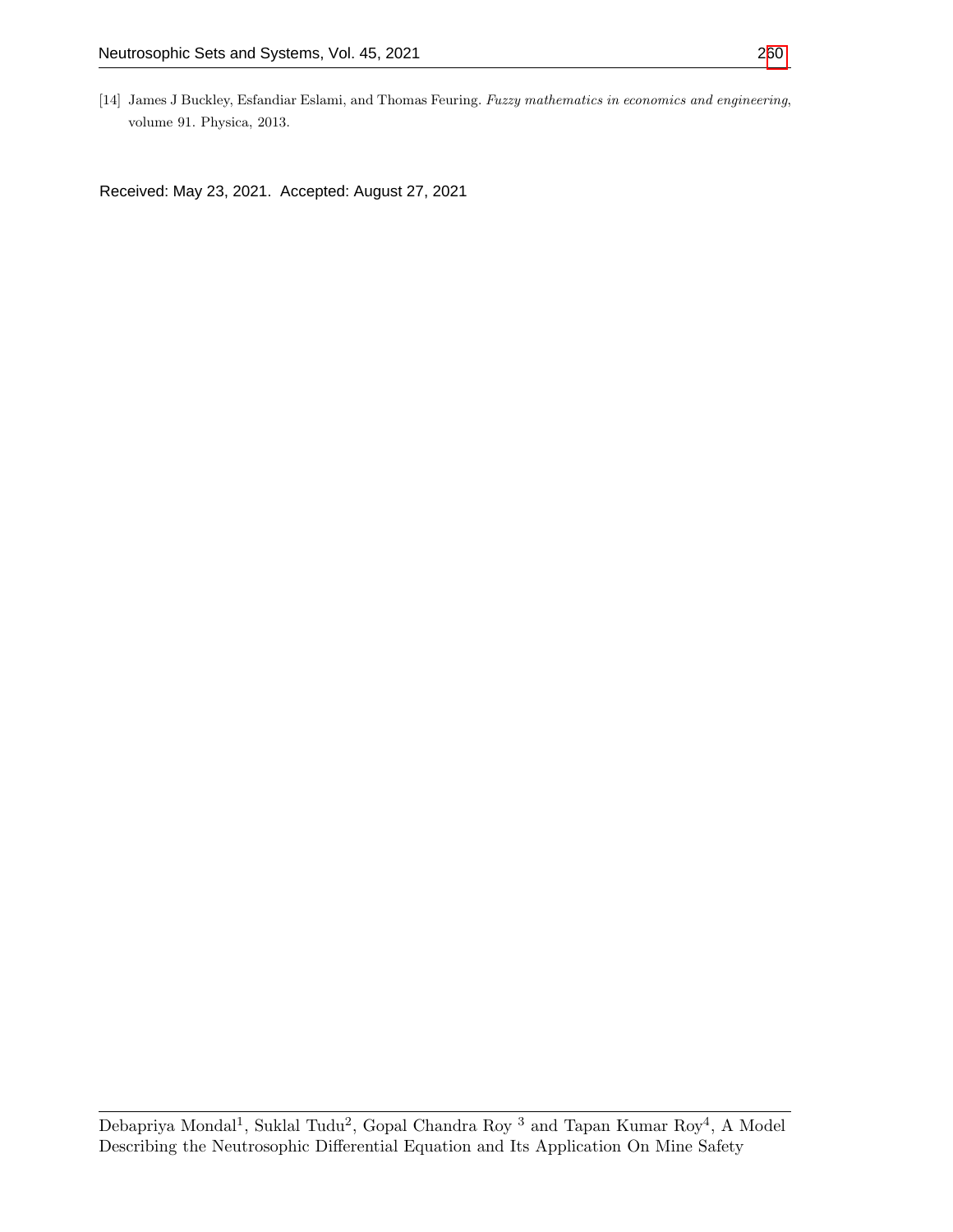[14] James J Buckley, Esfandiar Eslami, and Thomas Feuring. *Fuzzy mathematics in economics and engineering*, volume 91. Physica, 2013.

Received: May 23, 2021. Accepted: August 27, 2021